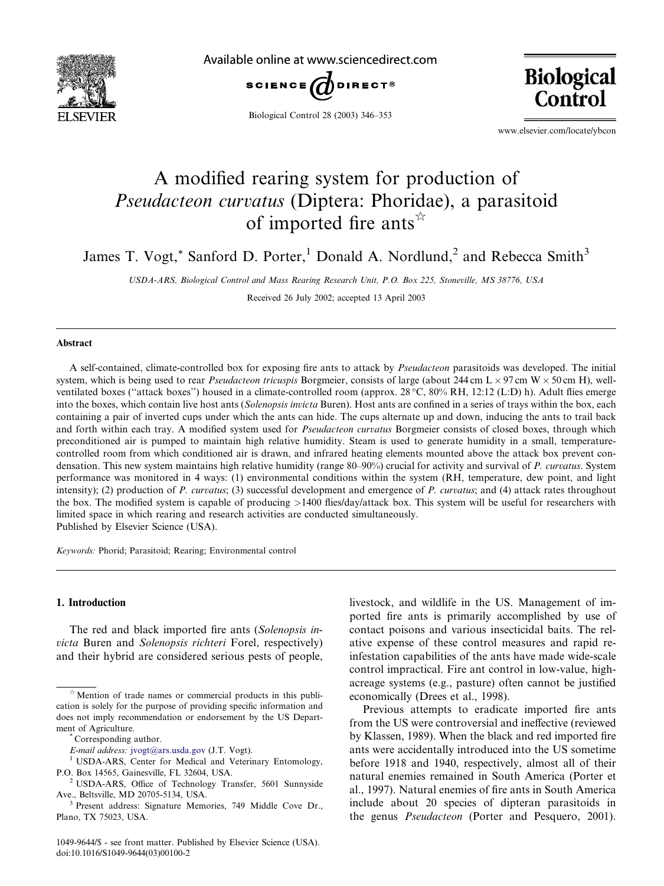Available online at www.sciencedirect.com

SCIENCE @ DIRECT®

Biological Control 28 (2003) 346–353

**Biological Control**

www.elsevier.com/locate/ybcon

# A modified rearing system for production of *Pseudacteon curvatus* (Diptera: Phoridae), a parasitoid of imported fire ants[☆]

James T. Vogt,[*] Sanford D. Porter,[1] Donald A. Nordlund,[2] and Rebecca Smith[3]

*USDA-ARS, Biological Control and Mass Rearing Research Unit, P.O. Box 225, Stoneville, MS 38776, USA*

Received 26 July 2002; accepted 13 April 2003

## Abstract

A self-contained, climate-controlled box for exposing fire ants to attack by *Pseudacteon* parasitoids was developed. The initial system, which is being used to rear *Pseudacteon tricuspis* Borgmeier, consists of large (about 244 cm L × 97 cm W × 50 cm H), well-ventilated boxes ("attack boxes") housed in a climate-controlled room (approx. 28 °C, 80% RH, 12:12 (L:D) h). Adult flies emerge into the boxes, which contain live host ants (*Solenopsis invicta* Buren). Host ants are confined in a series of trays within the box, each containing a pair of inverted cups under which the ants can hide. The cups alternate up and down, inducing the ants to trail back and forth within each tray. A modified system used for *Pseudacteon curvatus* Borgmeier consists of closed boxes, through which preconditioned air is pumped to maintain high relative humidity. Steam is used to generate humidity in a small, temperature-controlled room from which conditioned air is drawn, and infrared heating elements mounted above the attack box prevent condensation. This new system maintains high relative humidity (range 80–90%) crucial for activity and survival of *P. curvatus*. System performance was monitored in 4 ways: (1) environmental conditions within the system (RH, temperature, dew point, and light intensity); (2) production of *P. curvatus*; (3) successful development and emergence of *P. curvatus*; and (4) attack rates throughout the box. The modified system is capable of producing >1400 flies/day/attack box. This system will be useful for researchers with limited space in which rearing and research activities are conducted simultaneously.

Published by Elsevier Science (USA).

*Keywords:* Phorid; Parasitoid; Rearing; Environmental control

## 1. Introduction

The red and black imported fire ants (*Solenopsis invicta* Buren and *Solenopsis richteri* Forel, respectively) and their hybrid are considered serious pests of people, livestock, and wildlife in the US. Management of imported fire ants is primarily accomplished by use of contact poisons and various insecticidal baits. The relative expense of these control measures and rapid reinfestation capabilities of the ants have made wide-scale control impractical. Fire ant control in low-value, high-acreage systems (e.g., pasture) often cannot be justified economically (Drees et al., 1998).

Previous attempts to eradicate imported fire ants from the US were controversial and ineffective (reviewed by Klassen, 1989). When the black and red imported fire ants were accidentally introduced into the US sometime before 1918 and 1940, respectively, almost all of their natural enemies remained in South America (Porter et al., 1997). Natural enemies of fire ants in South America include about 20 species of dipteran parasitoids in the genus *Pseudacteon* (Porter and Pesquero, 2001).

---

[☆] Mention of trade names or commercial products in this publication is solely for the purpose of providing specific information and does not imply recommendation or endorsement by the US Department of Agriculture.

[*] Corresponding author.

*E-mail address:* jvogt@ars.usda.gov (J.T. Vogt).

[1] USDA-ARS, Center for Medical and Veterinary Entomology, P.O. Box 14565, Gainesville, FL 32604, USA.

[2] USDA-ARS, Office of Technology Transfer, 5601 Sunnyside Ave., Beltsville, MD 20705-5134, USA.

[3] Present address: Signature Memories, 749 Middle Cove Dr., Plano, TX 75023, USA.

1049-9644/$ - see front matter. Published by Elsevier Science (USA).
doi:10.1016/S1049-9644(03)00100-2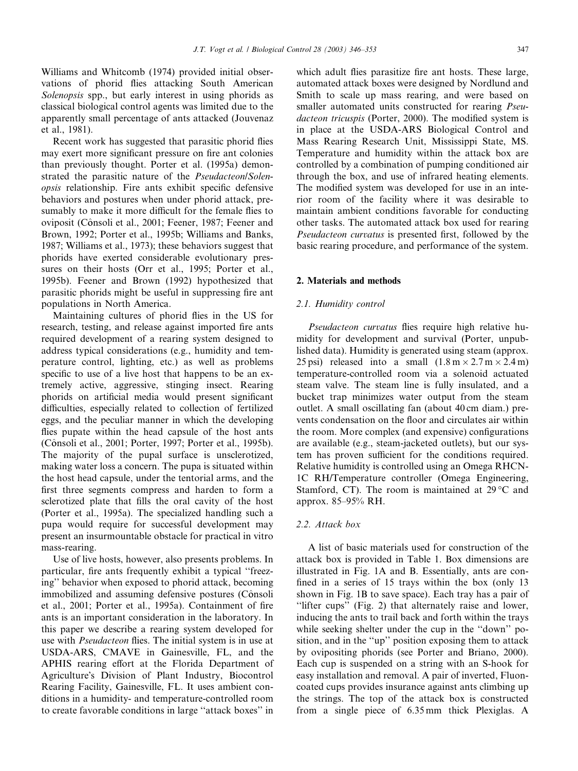Williams and Whitcomb (1974) provided initial observations of phorid flies attacking South American *Solenopsis* spp., but early interest in using phorids as classical biological control agents was limited due to the apparently small percentage of ants attacked (Jouvenaz et al., 1981).

Recent work has suggested that parasitic phorid flies may exert more significant pressure on fire ant colonies than previously thought. Porter et al. (1995a) demonstrated the parasitic nature of the *Pseudacteon*/*Solenopsis* relationship. Fire ants exhibit specific defensive behaviors and postures when under phorid attack, presumably to make it more difficult for the female flies to oviposit (Cônsoli et al., 2001; Feener, 1987; Feener and Brown, 1992; Porter et al., 1995b; Williams and Banks, 1987; Williams et al., 1973); these behaviors suggest that phorids have exerted considerable evolutionary pressures on their hosts (Orr et al., 1995; Porter et al., 1995b). Feener and Brown (1992) hypothesized that parasitic phorids might be useful in suppressing fire ant populations in North America.

Maintaining cultures of phorid flies in the US for research, testing, and release against imported fire ants required development of a rearing system designed to address typical considerations (e.g., humidity and temperature control, lighting, etc.) as well as problems specific to use of a live host that happens to be an extremely active, aggressive, stinging insect. Rearing phorids on artificial media would present significant difficulties, especially related to collection of fertilized eggs, and the peculiar manner in which the developing flies pupate within the head capsule of the host ants (Cônsoli et al., 2001; Porter, 1997; Porter et al., 1995b). The majority of the pupal surface is unsclerotized, making water loss a concern. The pupa is situated within the host head capsule, under the tentorial arms, and the first three segments compress and harden to form a sclerotized plate that fills the oral cavity of the host (Porter et al., 1995a). The specialized handling such a pupa would require for successful development may present an insurmountable obstacle for practical in vitro mass-rearing.

Use of live hosts, however, also presents problems. In particular, fire ants frequently exhibit a typical "freezing" behavior when exposed to phorid attack, becoming immobilized and assuming defensive postures (Cônsoli et al., 2001; Porter et al., 1995a). Containment of fire ants is an important consideration in the laboratory. In this paper we describe a rearing system developed for use with *Pseudacteon* flies. The initial system is in use at USDA-ARS, CMAVE in Gainesville, FL, and the APHIS rearing effort at the Florida Department of Agriculture's Division of Plant Industry, Biocontrol Rearing Facility, Gainesville, FL. It uses ambient conditions in a humidity- and temperature-controlled room to create favorable conditions in large "attack boxes" in which adult flies parasitize fire ant hosts. These large, automated attack boxes were designed by Nordlund and Smith to scale up mass rearing, and were based on smaller automated units constructed for rearing *Pseudacteon tricuspis* (Porter, 2000). The modified system is in place at the USDA-ARS Biological Control and Mass Rearing Research Unit, Mississippi State, MS. Temperature and humidity within the attack box are controlled by a combination of pumping conditioned air through the box, and use of infrared heating elements. The modified system was developed for use in an interior room of the facility where it was desirable to maintain ambient conditions favorable for conducting other tasks. The automated attack box used for rearing *Pseudacteon curvatus* is presented first, followed by the basic rearing procedure, and performance of the system.

## 2. Materials and methods

### 2.1. Humidity control

*Pseudacteon curvatus* flies require high relative humidity for development and survival (Porter, unpublished data). Humidity is generated using steam (approx. 25 psi) released into a small ($1.8\,\text{m} \times 2.7\,\text{m} \times 2.4\,\text{m}$) temperature-controlled room via a solenoid actuated steam valve. The steam line is fully insulated, and a bucket trap minimizes water output from the steam outlet. A small oscillating fan (about 40 cm diam.) prevents condensation on the floor and circulates air within the room. More complex (and expensive) configurations are available (e.g., steam-jacketed outlets), but our system has proven sufficient for the conditions required. Relative humidity is controlled using an Omega RHCN-1C RH/Temperature controller (Omega Engineering, Stamford, CT). The room is maintained at 29 °C and approx. 85–95% RH.

### 2.2. Attack box

A list of basic materials used for construction of the attack box is provided in Table 1. Box dimensions are illustrated in Fig. 1A and B. Essentially, ants are confined in a series of 15 trays within the box (only 13 shown in Fig. 1B to save space). Each tray has a pair of "lifter cups" (Fig. 2) that alternately raise and lower, inducing the ants to trail back and forth within the trays while seeking shelter under the cup in the "down" position, and in the "up" position exposing them to attack by ovipositing phorids (see Porter and Briano, 2000). Each cup is suspended on a string with an S-hook for easy installation and removal. A pair of inverted, Fluon-coated cups provides insurance against ants climbing up the strings. The top of the attack box is constructed from a single piece of 6.35 mm thick Plexiglas. A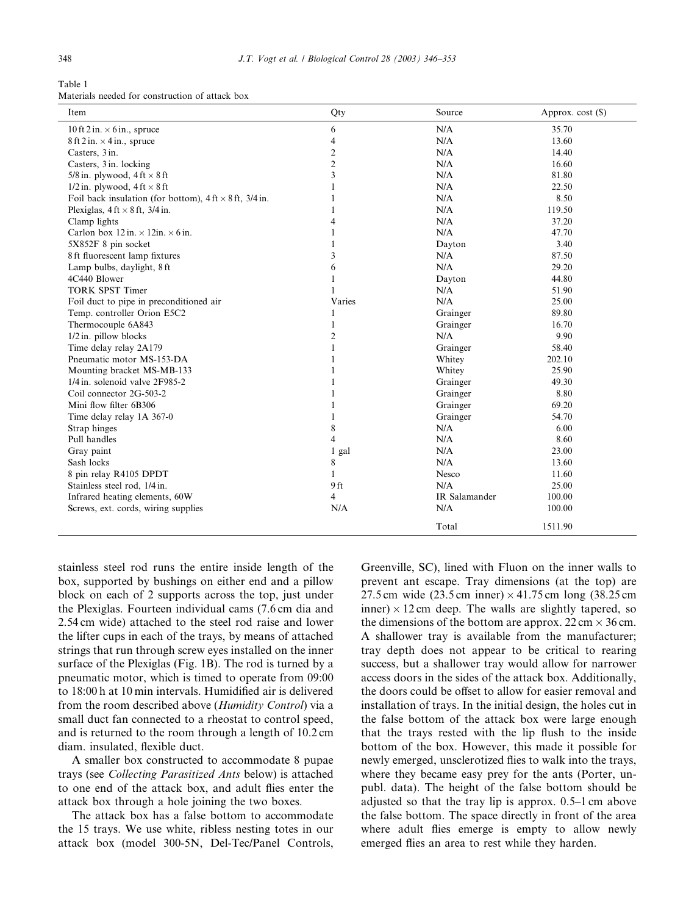Table 1
Materials needed for construction of attack box

| Item | Qty | Source | Approx. cost ($) |
|---|---|---|---|
| 10 ft 2 in. × 6 in., spruce | 6 | N/A | 35.70 |
| 8 ft 2 in. × 4 in., spruce | 4 | N/A | 13.60 |
| Casters, 3 in. | 2 | N/A | 14.40 |
| Casters, 3 in. locking | 2 | N/A | 16.60 |
| 5/8 in. plywood, 4 ft × 8 ft | 3 | N/A | 81.80 |
| 1/2 in. plywood, 4 ft × 8 ft | 1 | N/A | 22.50 |
| Foil back insulation (for bottom), 4 ft × 8 ft, 3/4 in. | 1 | N/A | 8.50 |
| Plexiglas, 4 ft × 8 ft, 3/4 in. | 1 | N/A | 119.50 |
| Clamp lights | 4 | N/A | 37.20 |
| Carlon box 12 in. × 12in. × 6 in. | 1 | N/A | 47.70 |
| 5X852F 8 pin socket | 1 | Dayton | 3.40 |
| 8 ft fluorescent lamp fixtures | 3 | N/A | 87.50 |
| Lamp bulbs, daylight, 8 ft | 6 | N/A | 29.20 |
| 4C440 Blower | 1 | Dayton | 44.80 |
| TORK SPST Timer | 1 | N/A | 51.90 |
| Foil duct to pipe in preconditioned air | Varies | N/A | 25.00 |
| Temp. controller Orion E5C2 | 1 | Grainger | 89.80 |
| Thermocouple 6A843 | 1 | Grainger | 16.70 |
| 1/2 in. pillow blocks | 2 | N/A | 9.90 |
| Time delay relay 2A179 | 1 | Grainger | 58.40 |
| Pneumatic motor MS-153-DA | 1 | Whitey | 202.10 |
| Mounting bracket MS-MB-133 | 1 | Whitey | 25.90 |
| 1/4 in. solenoid valve 2F985-2 | 1 | Grainger | 49.30 |
| Coil connector 2G-503-2 | 1 | Grainger | 8.80 |
| Mini flow filter 6B306 | 1 | Grainger | 69.20 |
| Time delay relay 1A 367-0 | 1 | Grainger | 54.70 |
| Strap hinges | 8 | N/A | 6.00 |
| Pull handles | 4 | N/A | 8.60 |
| Gray paint | 1 gal | N/A | 23.00 |
| Sash locks | 8 | N/A | 13.60 |
| 8 pin relay R4105 DPDT | 1 | Nesco | 11.60 |
| Stainless steel rod, 1/4 in. | 9 ft | N/A | 25.00 |
| Infrared heating elements, 60W | 4 | IR Salamander | 100.00 |
| Screws, ext. cords, wiring supplies | N/A | N/A | 100.00 |
| | | Total | 1511.90 |

stainless steel rod runs the entire inside length of the box, supported by bushings on either end and a pillow block on each of 2 supports across the top, just under the Plexiglas. Fourteen individual cams (7.6 cm dia and 2.54 cm wide) attached to the steel rod raise and lower the lifter cups in each of the trays, by means of attached strings that run through screw eyes installed on the inner surface of the Plexiglas (Fig. 1B). The rod is turned by a pneumatic motor, which is timed to operate from 09:00 to 18:00 h at 10 min intervals. Humidified air is delivered from the room described above (*Humidity Control*) via a small duct fan connected to a rheostat to control speed, and is returned to the room through a length of 10.2 cm diam. insulated, flexible duct.

A smaller box constructed to accommodate 8 pupae trays (see *Collecting Parasitized Ants* below) is attached to one end of the attack box, and adult flies enter the attack box through a hole joining the two boxes.

The attack box has a false bottom to accommodate the 15 trays. We use white, ribless nesting totes in our attack box (model 300-5N, Del-Tec/Panel Controls, Greenville, SC), lined with Fluon on the inner walls to prevent ant escape. Tray dimensions (at the top) are 27.5 cm wide (23.5 cm inner) × 41.75 cm long (38.25 cm inner) × 12 cm deep. The walls are slightly tapered, so the dimensions of the bottom are approx. 22 cm × 36 cm. A shallower tray is available from the manufacturer; tray depth does not appear to be critical to rearing success, but a shallower tray would allow for narrower access doors in the sides of the attack box. Additionally, the doors could be offset to allow for easier removal and installation of trays. In the initial design, the holes cut in the false bottom of the attack box were large enough that the trays rested with the lip flush to the inside bottom of the box. However, this made it possible for newly emerged, unsclerotized flies to walk into the trays, where they became easy prey for the ants (Porter, unpubl. data). The height of the false bottom should be adjusted so that the tray lip is approx. 0.5–1 cm above the false bottom. The space directly in front of the area where adult flies emerge is empty to allow newly emerged flies an area to rest while they harden.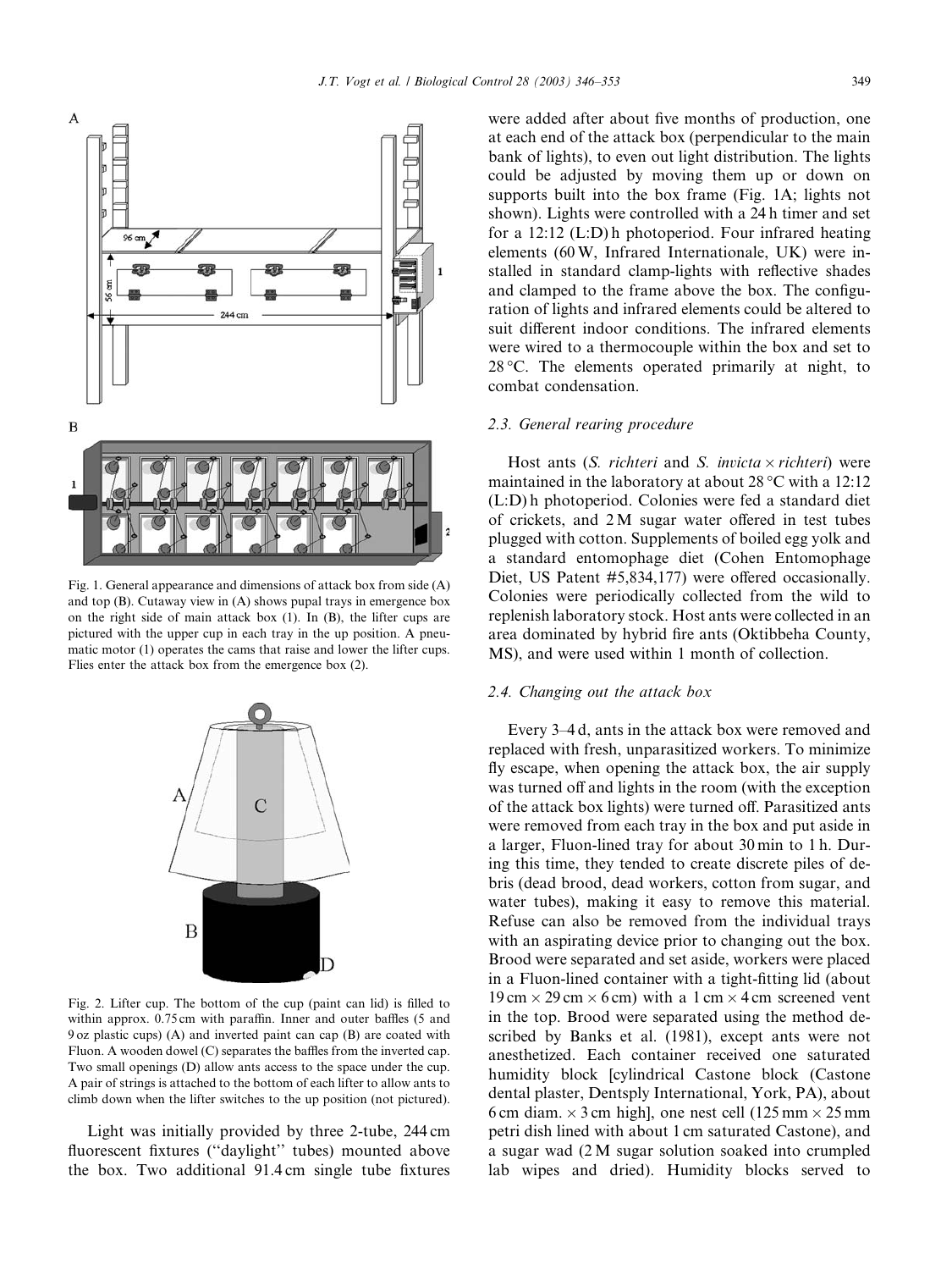A

96 cm

56 cm

244 cm

1

B

1

2

Fig. 1. General appearance and dimensions of attack box from side (A) and top (B). Cutaway view in (A) shows pupal trays in emergence box on the right side of main attack box (1). In (B), the lifter cups are pictured with the upper cup in each tray in the up position. A pneumatic motor (1) operates the cams that raise and lower the lifter cups. Flies enter the attack box from the emergence box (2).

A

C

B

D

Fig. 2. Lifter cup. The bottom of the cup (paint can lid) is filled to within approx. 0.75 cm with paraffin. Inner and outer baffles (5 and 9 oz plastic cups) (A) and inverted paint can cap (B) are coated with Fluon. A wooden dowel (C) separates the baffles from the inverted cap. Two small openings (D) allow ants access to the space under the cup. A pair of strings is attached to the bottom of each lifter to allow ants to climb down when the lifter switches to the up position (not pictured).

Light was initially provided by three 2-tube, 244 cm fluorescent fixtures ("daylight" tubes) mounted above the box. Two additional 91.4 cm single tube fixtures were added after about five months of production, one at each end of the attack box (perpendicular to the main bank of lights), to even out light distribution. The lights could be adjusted by moving them up or down on supports built into the box frame (Fig. 1A; lights not shown). Lights were controlled with a 24 h timer and set for a 12:12 (L:D) h photoperiod. Four infrared heating elements (60 W, Infrared Internationale, UK) were installed in standard clamp-lights with reflective shades and clamped to the frame above the box. The configuration of lights and infrared elements could be altered to suit different indoor conditions. The infrared elements were wired to a thermocouple within the box and set to 28 °C. The elements operated primarily at night, to combat condensation.

### 2.3. General rearing procedure

Host ants (*S. richteri* and *S. invicta* × *richteri*) were maintained in the laboratory at about 28 °C with a 12:12 (L:D) h photoperiod. Colonies were fed a standard diet of crickets, and 2 M sugar water offered in test tubes plugged with cotton. Supplements of boiled egg yolk and a standard entomophage diet (Cohen Entomophage Diet, US Patent #5,834,177) were offered occasionally. Colonies were periodically collected from the wild to replenish laboratory stock. Host ants were collected in an area dominated by hybrid fire ants (Oktibbeha County, MS), and were used within 1 month of collection.

### 2.4. Changing out the attack box

Every 3–4 d, ants in the attack box were removed and replaced with fresh, unparasitized workers. To minimize fly escape, when opening the attack box, the air supply was turned off and lights in the room (with the exception of the attack box lights) were turned off. Parasitized ants were removed from each tray in the box and put aside in a larger, Fluon-lined tray for about 30 min to 1 h. During this time, they tended to create discrete piles of debris (dead brood, dead workers, cotton from sugar, and water tubes), making it easy to remove this material. Refuse can also be removed from the individual trays with an aspirating device prior to changing out the box. Brood were separated and set aside, workers were placed in a Fluon-lined container with a tight-fitting lid (about 19 cm × 29 cm × 6 cm) with a 1 cm × 4 cm screened vent in the top. Brood were separated using the method described by Banks et al. (1981), except ants were not anesthetized. Each container received one saturated humidity block [cylindrical Castone block (Castone dental plaster, Dentsply International, York, PA), about 6 cm diam. × 3 cm high], one nest cell (125 mm × 25 mm petri dish lined with about 1 cm saturated Castone), and a sugar wad (2 M sugar solution soaked into crumpled lab wipes and dried). Humidity blocks served to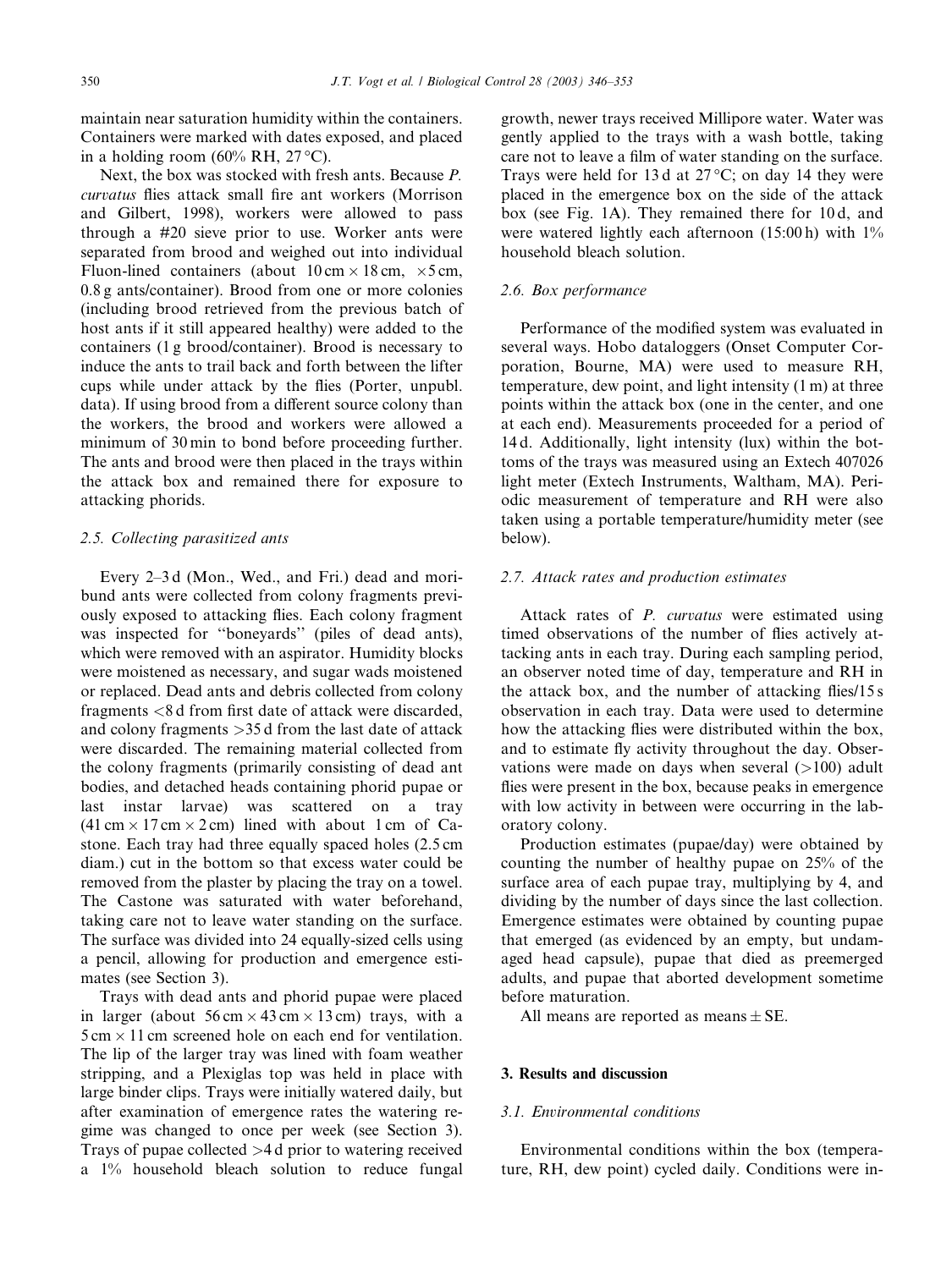maintain near saturation humidity within the containers. Containers were marked with dates exposed, and placed in a holding room (60% RH, 27 °C).

Next, the box was stocked with fresh ants. Because *P. curvatus* flies attack small fire ant workers (Morrison and Gilbert, 1998), workers were allowed to pass through a #20 sieve prior to use. Worker ants were separated from brood and weighed out into individual Fluon-lined containers (about 10 cm × 18 cm, ×5 cm, 0.8 g ants/container). Brood from one or more colonies (including brood retrieved from the previous batch of host ants if it still appeared healthy) were added to the containers (1 g brood/container). Brood is necessary to induce the ants to trail back and forth between the lifter cups while under attack by the flies (Porter, unpubl. data). If using brood from a different source colony than the workers, the brood and workers were allowed a minimum of 30 min to bond before proceeding further. The ants and brood were then placed in the trays within the attack box and remained there for exposure to attacking phorids.

### 2.5. Collecting parasitized ants

Every 2–3 d (Mon., Wed., and Fri.) dead and moribund ants were collected from colony fragments previously exposed to attacking flies. Each colony fragment was inspected for "boneyards" (piles of dead ants), which were removed with an aspirator. Humidity blocks were moistened as necessary, and sugar wads moistened or replaced. Dead ants and debris collected from colony fragments <8 d from first date of attack were discarded, and colony fragments >35 d from the last date of attack were discarded. The remaining material collected from the colony fragments (primarily consisting of dead ant bodies, and detached heads containing phorid pupae or last instar larvae) was scattered on a tray (41 cm × 17 cm × 2 cm) lined with about 1 cm of Castone. Each tray had three equally spaced holes (2.5 cm diam.) cut in the bottom so that excess water could be removed from the plaster by placing the tray on a towel. The Castone was saturated with water beforehand, taking care not to leave water standing on the surface. The surface was divided into 24 equally-sized cells using a pencil, allowing for production and emergence estimates (see Section 3).

Trays with dead ants and phorid pupae were placed in larger (about 56 cm × 43 cm × 13 cm) trays, with a 5 cm × 11 cm screened hole on each end for ventilation. The lip of the larger tray was lined with foam weather stripping, and a Plexiglas top was held in place with large binder clips. Trays were initially watered daily, but after examination of emergence rates the watering regime was changed to once per week (see Section 3). Trays of pupae collected >4 d prior to watering received a 1% household bleach solution to reduce fungal growth, newer trays received Millipore water. Water was gently applied to the trays with a wash bottle, taking care not to leave a film of water standing on the surface. Trays were held for 13 d at 27 °C; on day 14 they were placed in the emergence box on the side of the attack box (see Fig. 1A). They remained there for 10 d, and were watered lightly each afternoon (15:00 h) with 1% household bleach solution.

### 2.6. Box performance

Performance of the modified system was evaluated in several ways. Hobo dataloggers (Onset Computer Corporation, Bourne, MA) were used to measure RH, temperature, dew point, and light intensity (1 m) at three points within the attack box (one in the center, and one at each end). Measurements proceeded for a period of 14 d. Additionally, light intensity (lux) within the bottoms of the trays was measured using an Extech 407026 light meter (Extech Instruments, Waltham, MA). Periodic measurement of temperature and RH were also taken using a portable temperature/humidity meter (see below).

### 2.7. Attack rates and production estimates

Attack rates of *P. curvatus* were estimated using timed observations of the number of flies actively attacking ants in each tray. During each sampling period, an observer noted time of day, temperature and RH in the attack box, and the number of attacking flies/15 s observation in each tray. Data were used to determine how the attacking flies were distributed within the box, and to estimate fly activity throughout the day. Observations were made on days when several (>100) adult flies were present in the box, because peaks in emergence with low activity in between were occurring in the laboratory colony.

Production estimates (pupae/day) were obtained by counting the number of healthy pupae on 25% of the surface area of each pupae tray, multiplying by 4, and dividing by the number of days since the last collection. Emergence estimates were obtained by counting pupae that emerged (as evidenced by an empty, but undamaged head capsule), pupae that died as preemerged adults, and pupae that aborted development sometime before maturation.

All means are reported as means ± SE.

## 3. Results and discussion

### 3.1. Environmental conditions

Environmental conditions within the box (temperature, RH, dew point) cycled daily. Conditions were in-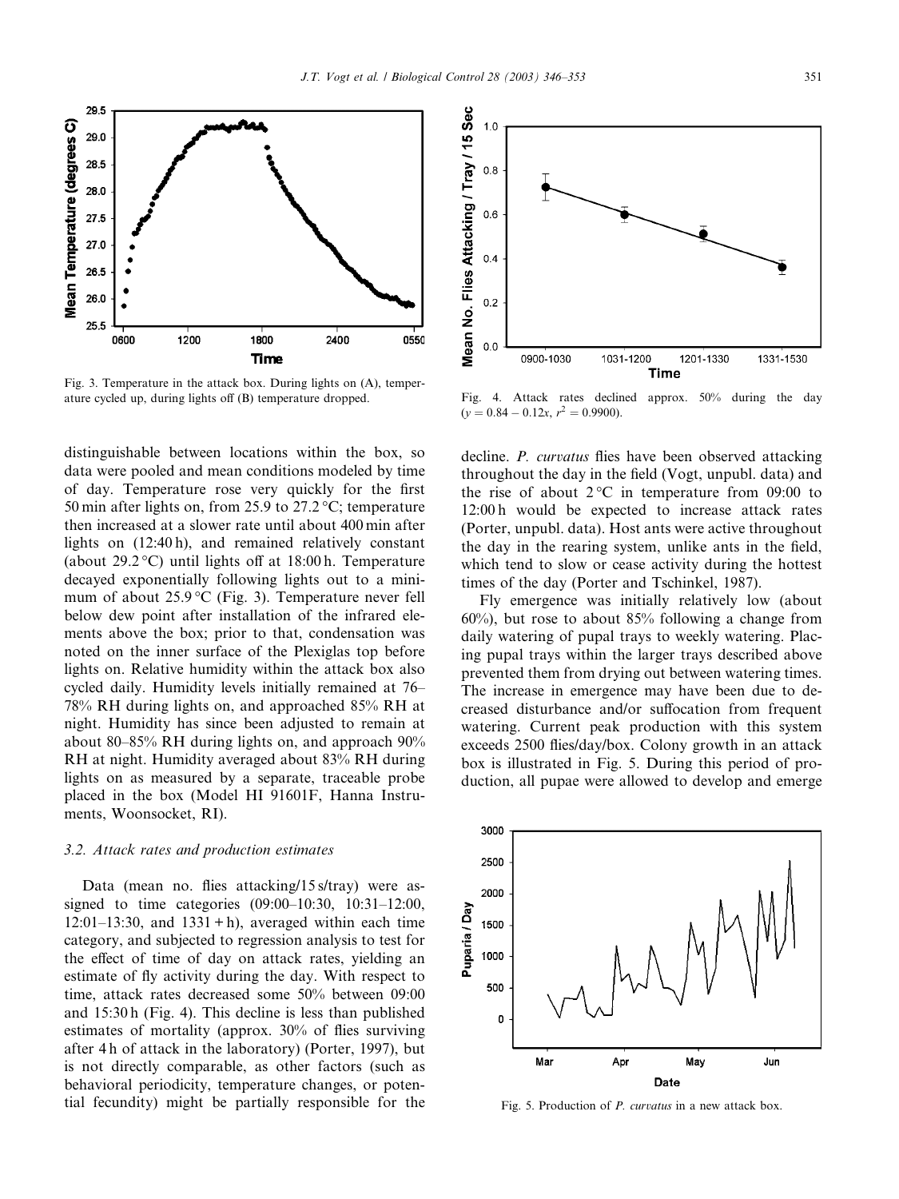29.5
29.0
28.5
28.0
27.5
27.0
26.5
26.0
25.5
Mean Temperature (degrees C)
0600 1200 1800 2400 0550
Time

Fig. 3. Temperature in the attack box. During lights on (A), temperature cycled up, during lights off (B) temperature dropped.

distinguishable between locations within the box, so data were pooled and mean conditions modeled by time of day. Temperature rose very quickly for the first 50 min after lights on, from 25.9 to 27.2 °C; temperature then increased at a slower rate until about 400 min after lights on (12:40 h), and remained relatively constant (about 29.2 °C) until lights off at 18:00 h. Temperature decayed exponentially following lights out to a minimum of about 25.9 °C (Fig. 3). Temperature never fell below dew point after installation of the infrared elements above the box; prior to that, condensation was noted on the inner surface of the Plexiglas top before lights on. Relative humidity within the attack box also cycled daily. Humidity levels initially remained at 76–78% RH during lights on, and approached 85% RH at night. Humidity has since been adjusted to remain at about 80–85% RH during lights on, and approach 90% RH at night. Humidity averaged about 83% RH during lights on as measured by a separate, traceable probe placed in the box (Model HI 91601F, Hanna Instruments, Woonsocket, RI).

### 3.2. Attack rates and production estimates

Data (mean no. flies attacking/15 s/tray) were assigned to time categories (09:00–10:30, 10:31–12:00, 12:01–13:30, and 1331 + h), averaged within each time category, and subjected to regression analysis to test for the effect of time of day on attack rates, yielding an estimate of fly activity during the day. With respect to time, attack rates decreased some 50% between 09:00 and 15:30 h (Fig. 4). This decline is less than published estimates of mortality (approx. 30% of flies surviving after 4 h of attack in the laboratory) (Porter, 1997), but is not directly comparable, as other factors (such as behavioral periodicity, temperature changes, or potential fecundity) might be partially responsible for the decline. *P. curvatus* flies have been observed attacking throughout the day in the field (Vogt, unpubl. data) and the rise of about 2 °C in temperature from 09:00 to 12:00 h would be expected to increase attack rates (Porter, unpubl. data). Host ants were active throughout the day in the rearing system, unlike ants in the field, which tend to slow or cease activity during the hottest times of the day (Porter and Tschinkel, 1987).

Mean No. Flies Attacking / Tray / 15 Sec
1.0
0.8
0.6
0.4
0.2
0.0
0900-1030 1031-1200 1201-1330 1331-1530
Time

Fig. 4. Attack rates declined approx. 50% during the day ($y = 0.84 - 0.12x$, $r^2 = 0.9900$).

Fly emergence was initially relatively low (about 60%), but rose to about 85% following a change from daily watering of pupal trays to weekly watering. Placing pupal trays within the larger trays described above prevented them from drying out between watering times. The increase in emergence may have been due to decreased disturbance and/or suffocation from frequent watering. Current peak production with this system exceeds 2500 flies/day/box. Colony growth in an attack box is illustrated in Fig. 5. During this period of production, all pupae were allowed to develop and emerge

3000
2500
2000
1500
1000
500
0
Puparia / Day
Mar Apr May Jun
Date

Fig. 5. Production of *P. curvatus* in a new attack box.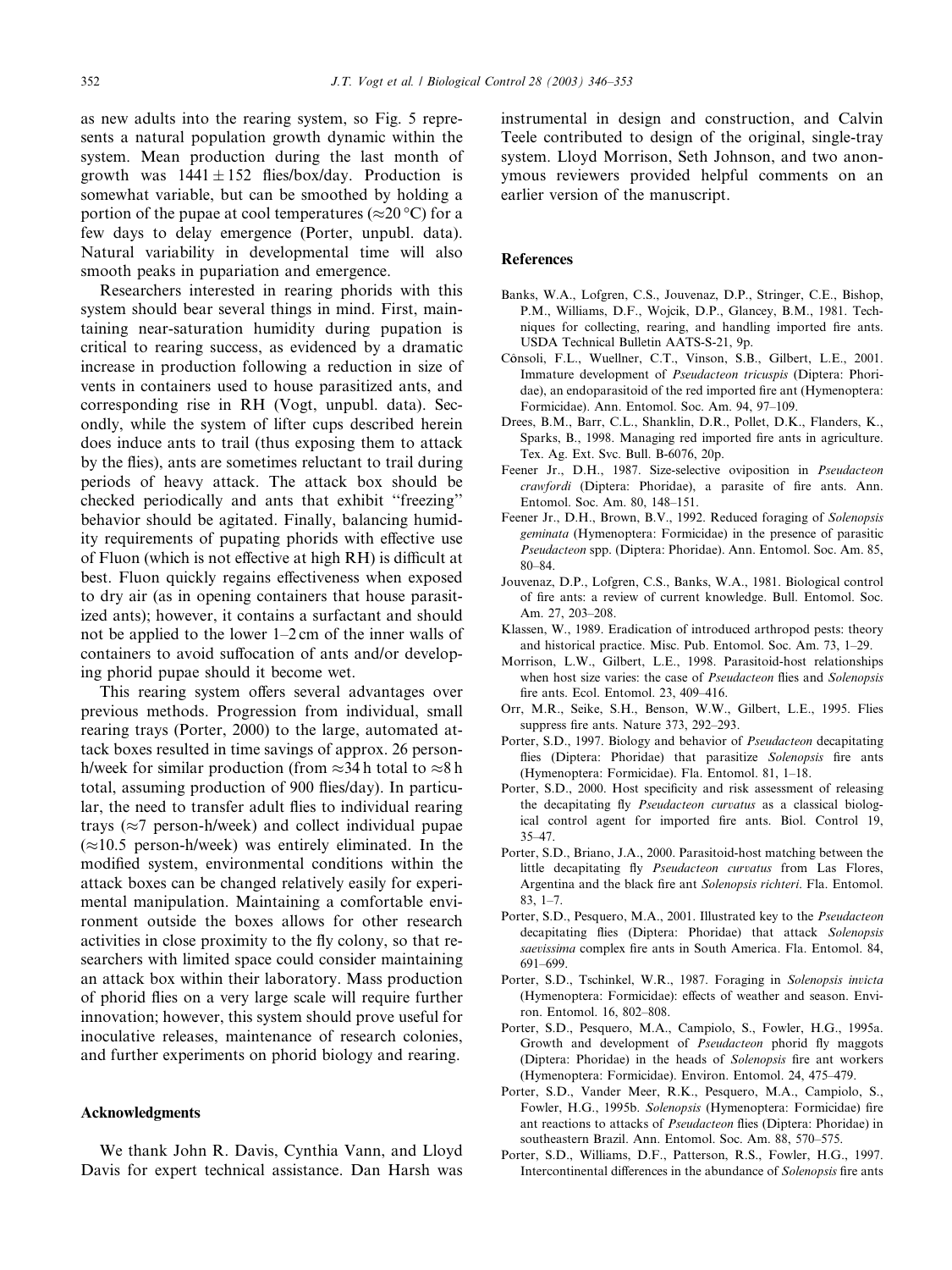as new adults into the rearing system, so Fig. 5 represents a natural population growth dynamic within the system. Mean production during the last month of growth was $1441 \pm 152$ flies/box/day. Production is somewhat variable, but can be smoothed by holding a portion of the pupae at cool temperatures ($\approx$20 °C) for a few days to delay emergence (Porter, unpubl. data). Natural variability in developmental time will also smooth peaks in pupariation and emergence.

Researchers interested in rearing phorids with this system should bear several things in mind. First, maintaining near-saturation humidity during pupation is critical to rearing success, as evidenced by a dramatic increase in production following a reduction in size of vents in containers used to house parasitized ants, and corresponding rise in RH (Vogt, unpubl. data). Secondly, while the system of lifter cups described herein does induce ants to trail (thus exposing them to attack by the flies), ants are sometimes reluctant to trail during periods of heavy attack. The attack box should be checked periodically and ants that exhibit "freezing" behavior should be agitated. Finally, balancing humidity requirements of pupating phorids with effective use of Fluon (which is not effective at high RH) is difficult at best. Fluon quickly regains effectiveness when exposed to dry air (as in opening containers that house parasitized ants); however, it contains a surfactant and should not be applied to the lower 1–2 cm of the inner walls of containers to avoid suffocation of ants and/or developing phorid pupae should it become wet.

This rearing system offers several advantages over previous methods. Progression from individual, small rearing trays (Porter, 2000) to the large, automated attack boxes resulted in time savings of approx. 26 person-h/week for similar production (from $\approx$34 h total to $\approx$8 h total, assuming production of 900 flies/day). In particular, the need to transfer adult flies to individual rearing trays ($\approx$7 person-h/week) and collect individual pupae ($\approx$10.5 person-h/week) was entirely eliminated. In the modified system, environmental conditions within the attack boxes can be changed relatively easily for experimental manipulation. Maintaining a comfortable environment outside the boxes allows for other research activities in close proximity to the fly colony, so that researchers with limited space could consider maintaining an attack box within their laboratory. Mass production of phorid flies on a very large scale will require further innovation; however, this system should prove useful for inoculative releases, maintenance of research colonies, and further experiments on phorid biology and rearing.

## Acknowledgments

We thank John R. Davis, Cynthia Vann, and Lloyd Davis for expert technical assistance. Dan Harsh was instrumental in design and construction, and Calvin Teele contributed to design of the original, single-tray system. Lloyd Morrison, Seth Johnson, and two anonymous reviewers provided helpful comments on an earlier version of the manuscript.

## References

Banks, W.A., Lofgren, C.S., Jouvenaz, D.P., Stringer, C.E., Bishop, P.M., Williams, D.F., Wojcik, D.P., Glancey, B.M., 1981. Techniques for collecting, rearing, and handling imported fire ants. USDA Technical Bulletin AATS-S-21, 9p.

Cônsoli, F.L., Wuellner, C.T., Vinson, S.B., Gilbert, L.E., 2001. Immature development of *Pseudacteon tricuspis* (Diptera: Phoridae), an endoparasitoid of the red imported fire ant (Hymenoptera: Formicidae). Ann. Entomol. Soc. Am. 94, 97–109.

Drees, B.M., Barr, C.L., Shanklin, D.R., Pollet, D.K., Flanders, K., Sparks, B., 1998. Managing red imported fire ants in agriculture. Tex. Ag. Ext. Svc. Bull. B-6076, 20p.

Feener Jr., D.H., 1987. Size-selective oviposition in *Pseudacteon crawfordi* (Diptera: Phoridae), a parasite of fire ants. Ann. Entomol. Soc. Am. 80, 148–151.

Feener Jr., D.H., Brown, B.V., 1992. Reduced foraging of *Solenopsis geminata* (Hymenoptera: Formicidae) in the presence of parasitic *Pseudacteon* spp. (Diptera: Phoridae). Ann. Entomol. Soc. Am. 85, 80–84.

Jouvenaz, D.P., Lofgren, C.S., Banks, W.A., 1981. Biological control of fire ants: a review of current knowledge. Bull. Entomol. Soc. Am. 27, 203–208.

Klassen, W., 1989. Eradication of introduced arthropod pests: theory and historical practice. Misc. Pub. Entomol. Soc. Am. 73, 1–29.

Morrison, L.W., Gilbert, L.E., 1998. Parasitoid-host relationships when host size varies: the case of *Pseudacteon* flies and *Solenopsis* fire ants. Ecol. Entomol. 23, 409–416.

Orr, M.R., Seike, S.H., Benson, W.W., Gilbert, L.E., 1995. Flies suppress fire ants. Nature 373, 292–293.

Porter, S.D., 1997. Biology and behavior of *Pseudacteon* decapitating flies (Diptera: Phoridae) that parasitize *Solenopsis* fire ants (Hymenoptera: Formicidae). Fla. Entomol. 81, 1–18.

Porter, S.D., 2000. Host specificity and risk assessment of releasing the decapitating fly *Pseudacteon curvatus* as a classical biological control agent for imported fire ants. Biol. Control 19, 35–47.

Porter, S.D., Briano, J.A., 2000. Parasitoid-host matching between the little decapitating fly *Pseudacteon curvatus* from Las Flores, Argentina and the black fire ant *Solenopsis richteri*. Fla. Entomol. 83, 1–7.

Porter, S.D., Pesquero, M.A., 2001. Illustrated key to the *Pseudacteon* decapitating flies (Diptera: Phoridae) that attack *Solenopsis saevissima* complex fire ants in South America. Fla. Entomol. 84, 691–699.

Porter, S.D., Tschinkel, W.R., 1987. Foraging in *Solenopsis invicta* (Hymenoptera: Formicidae): effects of weather and season. Environ. Entomol. 16, 802–808.

Porter, S.D., Pesquero, M.A., Campiolo, S., Fowler, H.G., 1995a. Growth and development of *Pseudacteon* phorid fly maggots (Diptera: Phoridae) in the heads of *Solenopsis* fire ant workers (Hymenoptera: Formicidae). Environ. Entomol. 24, 475–479.

Porter, S.D., Vander Meer, R.K., Pesquero, M.A., Campiolo, S., Fowler, H.G., 1995b. *Solenopsis* (Hymenoptera: Formicidae) fire ant reactions to attacks of *Pseudacteon* flies (Diptera: Phoridae) in southeastern Brazil. Ann. Entomol. Soc. Am. 88, 570–575.

Porter, S.D., Williams, D.F., Patterson, R.S., Fowler, H.G., 1997. Intercontinental differences in the abundance of *Solenopsis* fire ants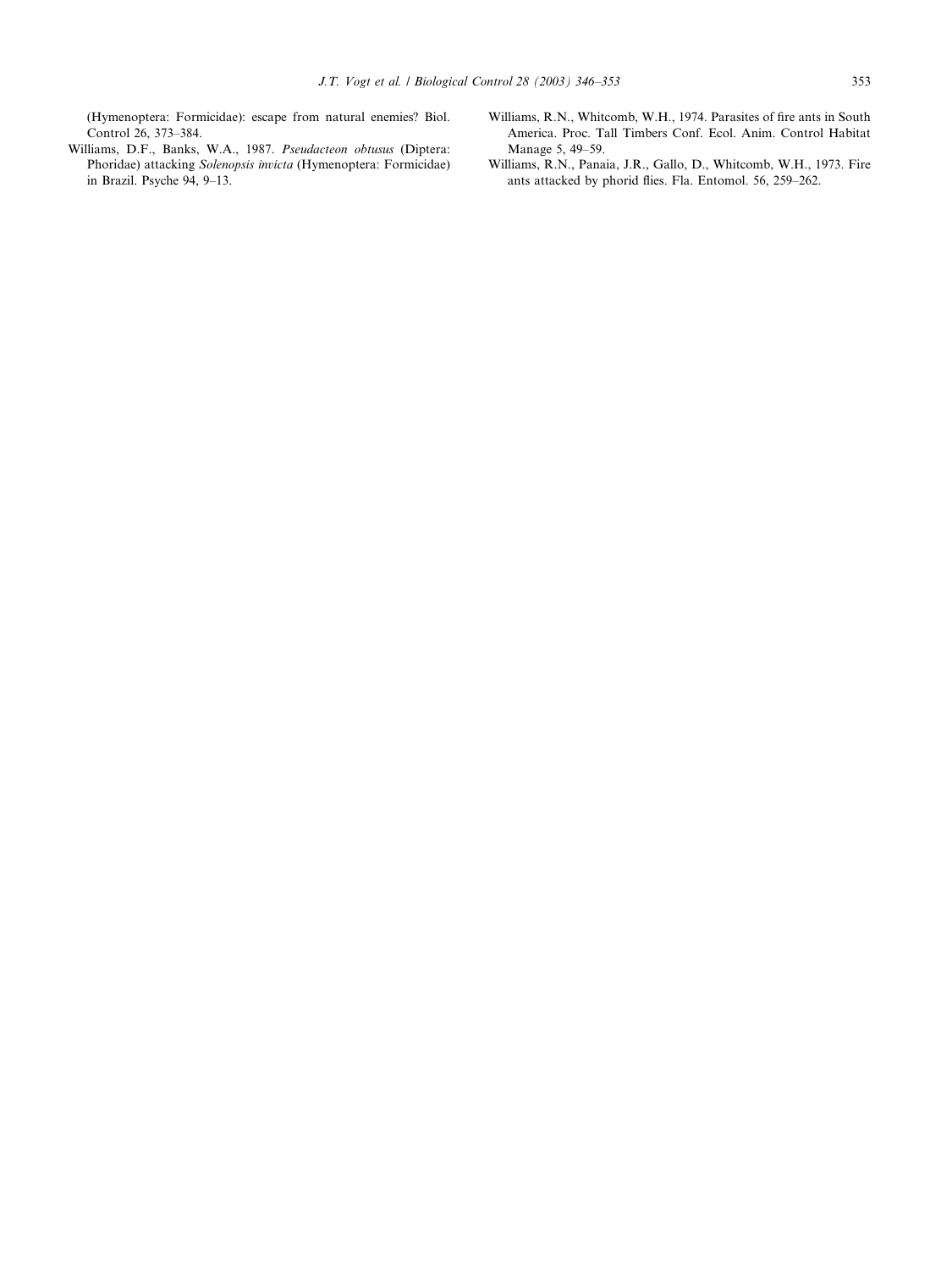(Hymenoptera: Formicidae): escape from natural enemies? Biol. Control 26, 373–384.

Williams, D.F., Banks, W.A., 1987. *Pseudacteon obtusus* (Diptera: Phoridae) attacking *Solenopsis invicta* (Hymenoptera: Formicidae) in Brazil. Psyche 94, 9–13.

Williams, R.N., Whitcomb, W.H., 1974. Parasites of fire ants in South America. Proc. Tall Timbers Conf. Ecol. Anim. Control Habitat Manage 5, 49–59.

Williams, R.N., Panaia, J.R., Gallo, D., Whitcomb, W.H., 1973. Fire ants attacked by phorid flies. Fla. Entomol. 56, 259–262.